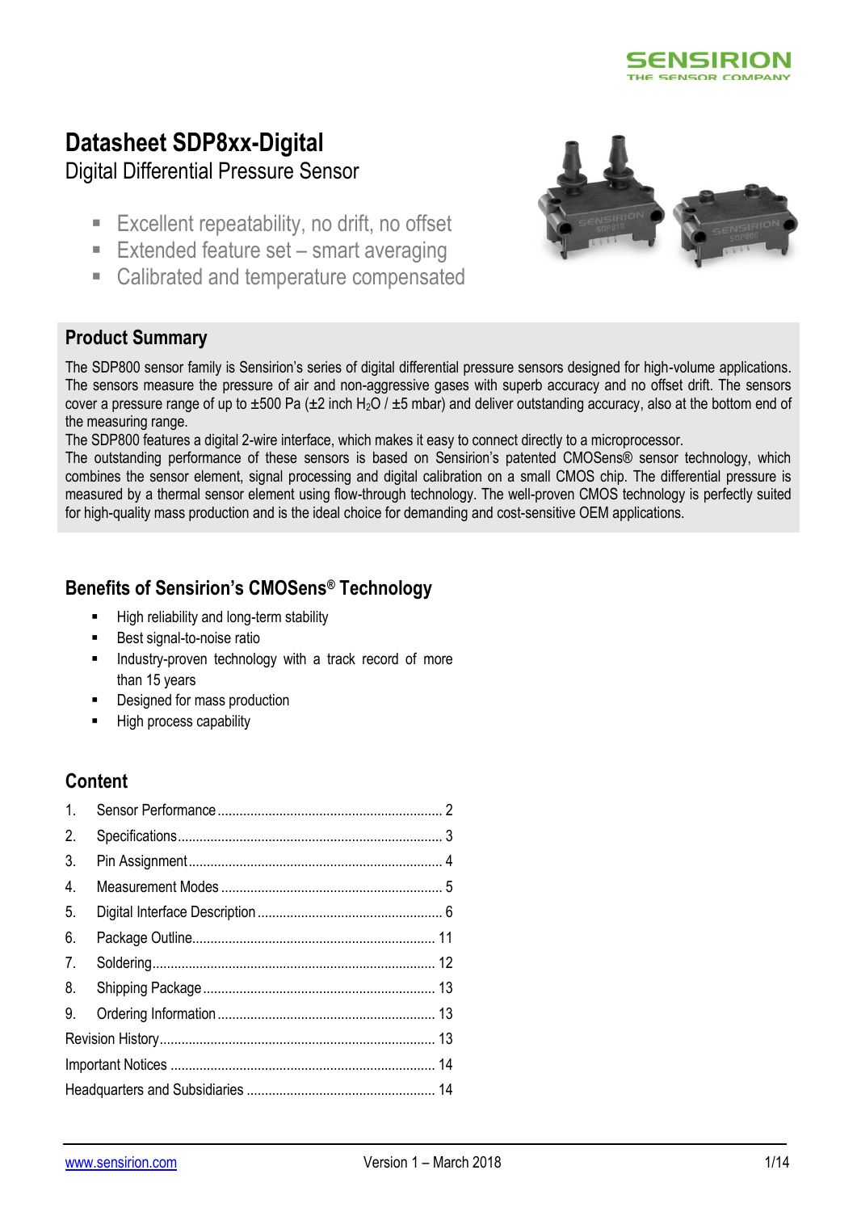# Datasheet SDP8xx-Digital

Digital Differential Pressure Sensor

- Excellent repeatability, no drift, no offset
- Extended feature set – smart averaging
- Calibrated and temperature compensated

## Product Summary

The SDP800 sensor family is Sensirion's series of digital differential pressure sensors designed for high-volume applications. The sensors measure the pressure of air and non-aggressive gases with superb accuracy and no offset drift. The sensors cover a pressure range of up to ±500 Pa (±2 inch $H_2O$ / ±5 mbar) and deliver outstanding accuracy, also at the bottom end of the measuring range.
The SDP800 features a digital 2-wire interface, which makes it easy to connect directly to a microprocessor.
The outstanding performance of these sensors is based on Sensirion's patented CMOSens® sensor technology, which combines the sensor element, signal processing and digital calibration on a small CMOS chip. The differential pressure is measured by a thermal sensor element using flow-through technology. The well-proven CMOS technology is perfectly suited for high-quality mass production and is the ideal choice for demanding and cost-sensitive OEM applications.

## Benefits of Sensirion's CMOSens® Technology

- High reliability and long-term stability
- Best signal-to-noise ratio
- Industry-proven technology with a track record of more than 15 years
- Designed for mass production
- High process capability

## Content

1. Sensor Performance .......... 2
2. Specifications .......... 3
3. Pin Assignment .......... 4
4. Measurement Modes .......... 5
5. Digital Interface Description .......... 6
6. Package Outline .......... 11
7. Soldering .......... 12
8. Shipping Package .......... 13
9. Ordering Information .......... 13

Revision History .......... 13
Important Notices .......... 14
Headquarters and Subsidiaries .......... 14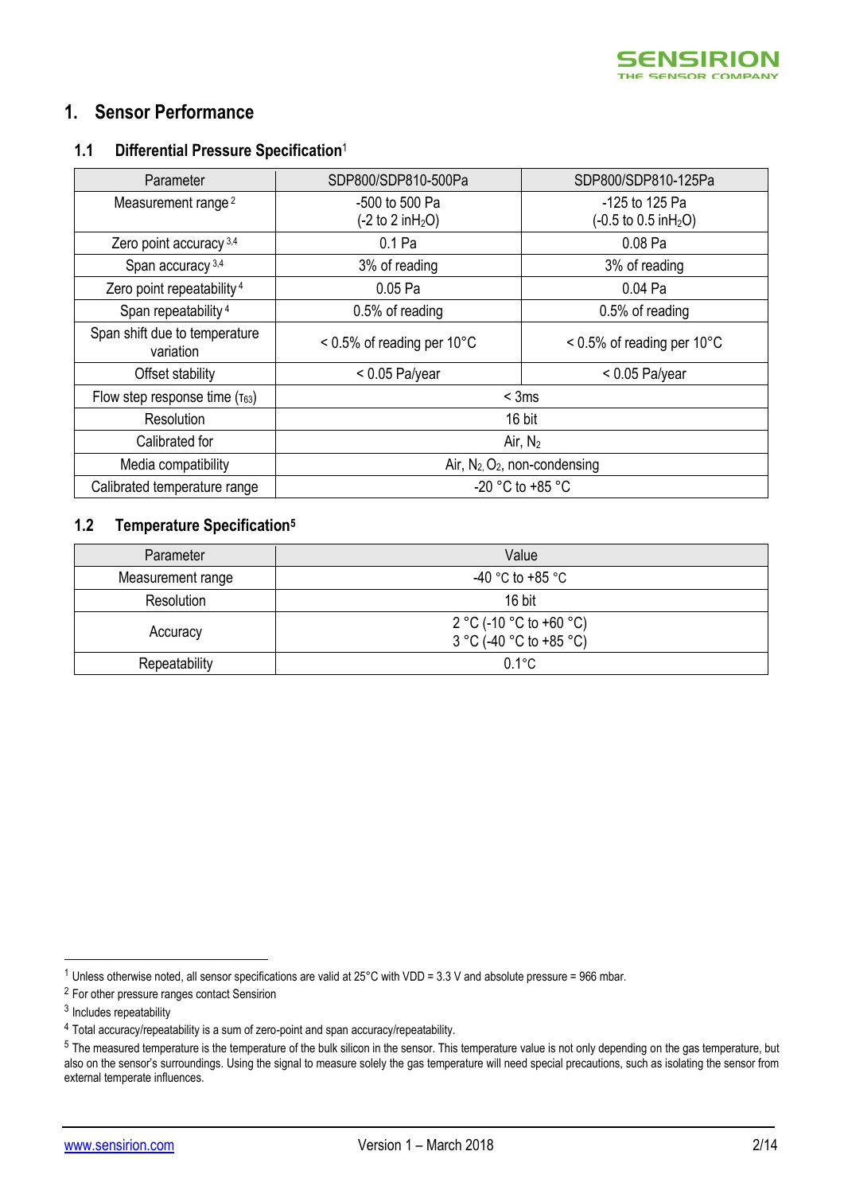# 1. Sensor Performance

## 1.1 Differential Pressure Specification[1]

| Parameter | SDP800/SDP810-500Pa | SDP800/SDP810-125Pa |
|---|---|---|
| Measurement range[2] | -500 to 500 Pa (-2 to 2 $inH_2O$) | -125 to 125 Pa (-0.5 to 0.5 $inH_2O$) |
| Zero point accuracy[3,4] | 0.1 Pa | 0.08 Pa |
| Span accuracy[3,4] | 3% of reading | 3% of reading |
| Zero point repeatability[4] | 0.05 Pa | 0.04 Pa |
| Span repeatability[4] | 0.5% of reading | 0.5% of reading |
| Span shift due to temperature variation | < 0.5% of reading per 10°C | < 0.5% of reading per 10°C |
| Offset stability | < 0.05 Pa/year | < 0.05 Pa/year |
| Flow step response time ($\tau_{63}$) | < 3ms | |
| Resolution | 16 bit | |
| Calibrated for | Air, $N_2$ | |
| Media compatibility | Air, $N_2$, $O_2$, non-condensing | |
| Calibrated temperature range | -20 °C to +85 °C | |

## 1.2 Temperature Specification[5]

| Parameter | Value |
|---|---|
| Measurement range | -40 °C to +85 °C |
| Resolution | 16 bit |
| Accuracy | 2 °C (-10 °C to +60 °C)<br>3 °C (-40 °C to +85 °C) |
| Repeatability | 0.1°C |

---

[1] Unless otherwise noted, all sensor specifications are valid at 25°C with VDD = 3.3 V and absolute pressure = 966 mbar.

[2] For other pressure ranges contact Sensirion

[3] Includes repeatability

[4] Total accuracy/repeatability is a sum of zero-point and span accuracy/repeatability.

[5] The measured temperature is the temperature of the bulk silicon in the sensor. This temperature value is not only depending on the gas temperature, but also on the sensor's surroundings. Using the signal to measure solely the gas temperature will need special precautions, such as isolating the sensor from external temperate influences.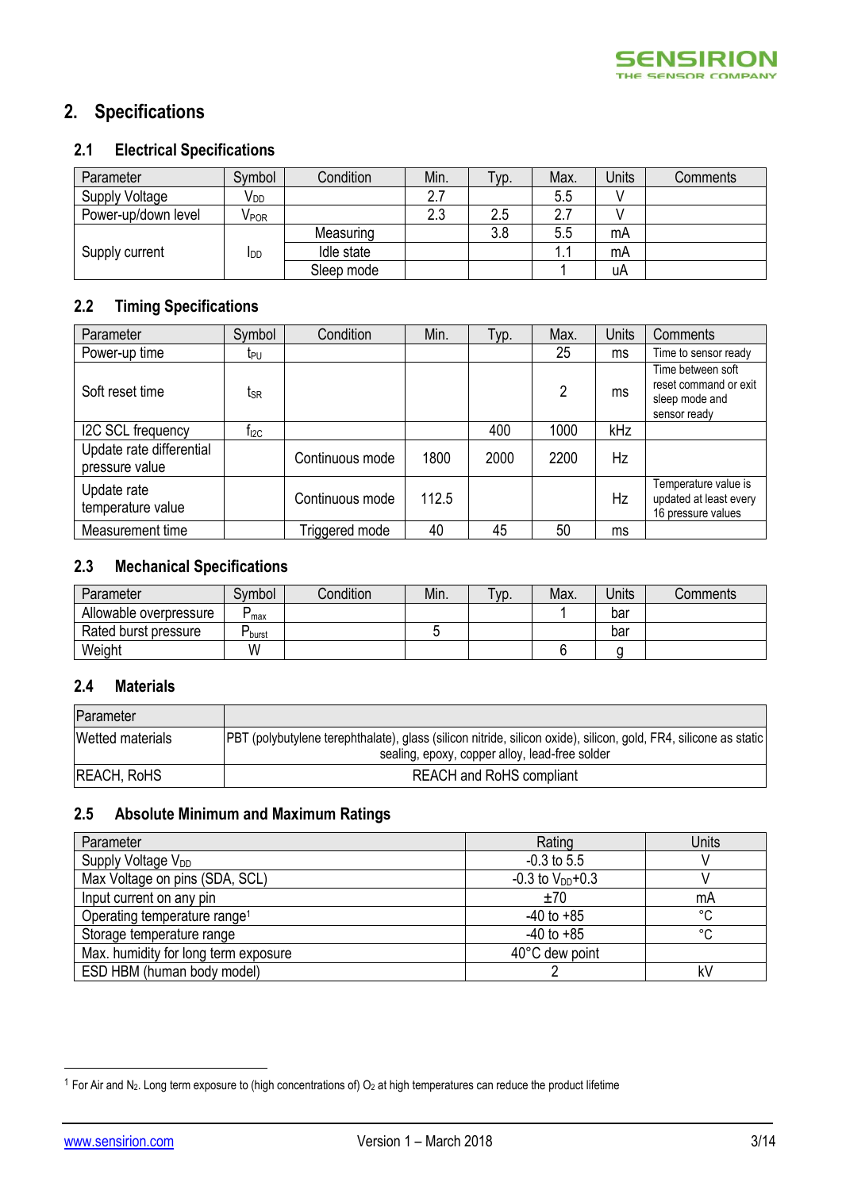## 2. Specifications

### 2.1 Electrical Specifications

| Parameter | Symbol | Condition | Min. | Typ. | Max. | Units | Comments |
|---|---|---|---|---|---|---|---|
| Supply Voltage | $V_{DD}$ | | 2.7 | | 5.5 | V | |
| Power-up/down level | $V_{POR}$ | | 2.3 | 2.5 | 2.7 | V | |
| Supply current | $I_{DD}$ | Measuring | | 3.8 | 5.5 | mA | |
| | | Idle state | | | 1.1 | mA | |
| | | Sleep mode | | | 1 | uA | |

### 2.2 Timing Specifications

| Parameter | Symbol | Condition | Min. | Typ. | Max. | Units | Comments |
|---|---|---|---|---|---|---|---|
| Power-up time | $t_{PU}$ | | | | 25 | ms | Time to sensor ready |
| Soft reset time | $t_{SR}$ | | | | 2 | ms | Time between soft reset command or exit sleep mode and sensor ready |
| I2C SCL frequency | $f_{I2C}$ | | | 400 | 1000 | kHz | |
| Update rate differential pressure value | | Continuous mode | 1800 | 2000 | 2200 | Hz | |
| Update rate temperature value | | Continuous mode | 112.5 | | | Hz | Temperature value is updated at least every 16 pressure values |
| Measurement time | | Triggered mode | 40 | 45 | 50 | ms | |

### 2.3 Mechanical Specifications

| Parameter | Symbol | Condition | Min. | Typ. | Max. | Units | Comments |
|---|---|---|---|---|---|---|---|
| Allowable overpressure | $P_{max}$ | | | | 1 | bar | |
| Rated burst pressure | $P_{burst}$ | | 5 | | | bar | |
| Weight | W | | | | 6 | g | |

### 2.4 Materials

| Parameter | |
|---|---|
| Wetted materials | PBT (polybutylene terephthalate), glass (silicon nitride, silicon oxide), silicon, gold, FR4, silicone as static sealing, epoxy, copper alloy, lead-free solder |
| REACH, RoHS | REACH and RoHS compliant |

### 2.5 Absolute Minimum and Maximum Ratings

| Parameter | Rating | Units |
|---|---|---|
| Supply Voltage $V_{DD}$ | -0.3 to 5.5 | V |
| Max Voltage on pins (SDA, SCL) | -0.3 to $V_{DD}$+0.3 | V |
| Input current on any pin | ±70 | mA |
| Operating temperature range[1] | -40 to +85 | °C |
| Storage temperature range | -40 to +85 | °C |
| Max. humidity for long term exposure | 40°C dew point | |
| ESD HBM (human body model) | 2 | kV |

[1] For Air and $N_2$. Long term exposure to (high concentrations of) $O_2$ at high temperatures can reduce the product lifetime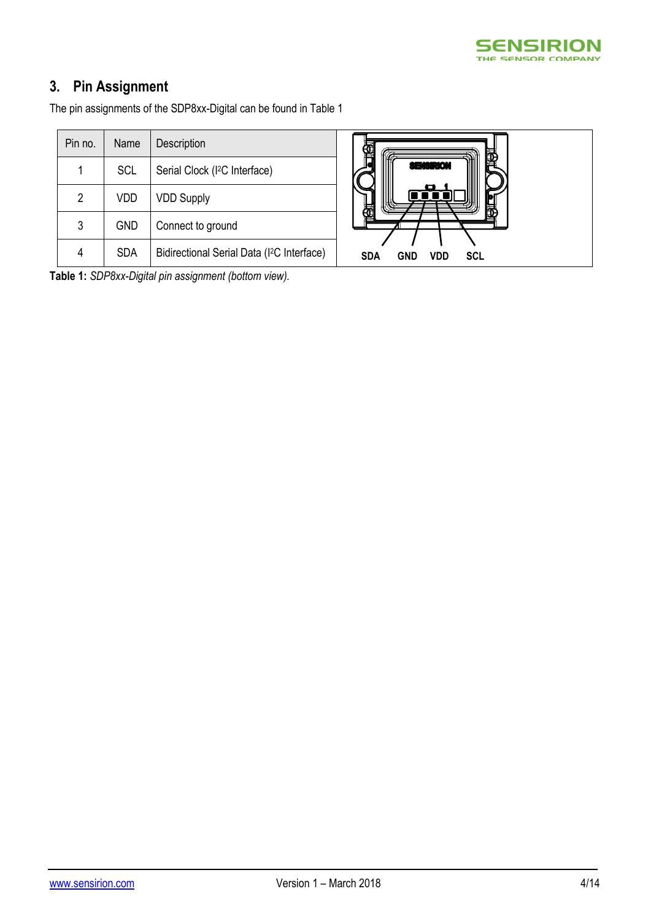## 3. Pin Assignment

The pin assignments of the SDP8xx-Digital can be found in Table 1

| Pin no. | Name | Description |
|---|---|---|
| 1 | SCL | Serial Clock (I²C Interface) |
| 2 | VDD | VDD Supply |
| 3 | GND | Connect to ground |
| 4 | SDA | Bidirectional Serial Data (I²C Interface) |

SDA GND VDD SCL

**Table 1:** *SDP8xx-Digital pin assignment (bottom view).*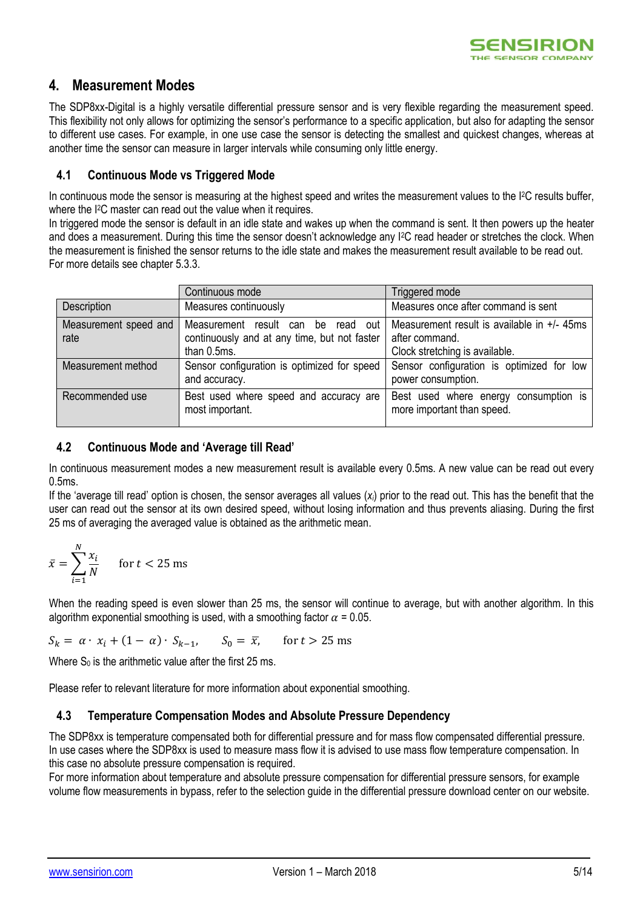## 4. Measurement Modes

The SDP8xx-Digital is a highly versatile differential pressure sensor and is very flexible regarding the measurement speed. This flexibility not only allows for optimizing the sensor's performance to a specific application, but also for adapting the sensor to different use cases. For example, in one use case the sensor is detecting the smallest and quickest changes, whereas at another time the sensor can measure in larger intervals while consuming only little energy.

### 4.1 Continuous Mode vs Triggered Mode

In continuous mode the sensor is measuring at the highest speed and writes the measurement values to the I²C results buffer, where the I²C master can read out the value when it requires.
In triggered mode the sensor is default in an idle state and wakes up when the command is sent. It then powers up the heater and does a measurement. During this time the sensor doesn't acknowledge any I²C read header or stretches the clock. When the measurement is finished the sensor returns to the idle state and makes the measurement result available to be read out. For more details see chapter 5.3.3.

| | Continuous mode | Triggered mode |
|---|---|---|
| Description | Measures continuously | Measures once after command is sent |
| Measurement speed and rate | Measurement result can be read out continuously and at any time, but not faster than 0.5ms. | Measurement result is available in +/- 45ms after command.<br>Clock stretching is available. |
| Measurement method | Sensor configuration is optimized for speed and accuracy. | Sensor configuration is optimized for low power consumption. |
| Recommended use | Best used where speed and accuracy are most important. | Best used where energy consumption is more important than speed. |

### 4.2 Continuous Mode and 'Average till Read'

In continuous measurement modes a new measurement result is available every 0.5ms. A new value can be read out every 0.5ms.
If the 'average till read' option is chosen, the sensor averages all values ($x_i$) prior to the read out. This has the benefit that the user can read out the sensor at its own desired speed, without losing information and thus prevents aliasing. During the first 25 ms of averaging the averaged value is obtained as the arithmetic mean.

$$\bar{x} = \sum_{i=1}^{N} \frac{x_i}{N} \qquad \text{for } t < 25 \text{ ms}$$

When the reading speed is even slower than 25 ms, the sensor will continue to average, but with another algorithm. In this algorithm exponential smoothing is used, with a smoothing factor $\alpha$ = 0.05.

$$S_k = \alpha \cdot x_i + (1 - \alpha) \cdot S_{k-1}, \qquad S_0 = \bar{x}, \qquad \text{for } t > 25 \text{ ms}$$

Where $S_0$ is the arithmetic value after the first 25 ms.

Please refer to relevant literature for more information about exponential smoothing.

### 4.3 Temperature Compensation Modes and Absolute Pressure Dependency

The SDP8xx is temperature compensated both for differential pressure and for mass flow compensated differential pressure. In use cases where the SDP8xx is used to measure mass flow it is advised to use mass flow temperature compensation. In this case no absolute pressure compensation is required.
For more information about temperature and absolute pressure compensation for differential pressure sensors, for example volume flow measurements in bypass, refer to the selection guide in the differential pressure download center on our website.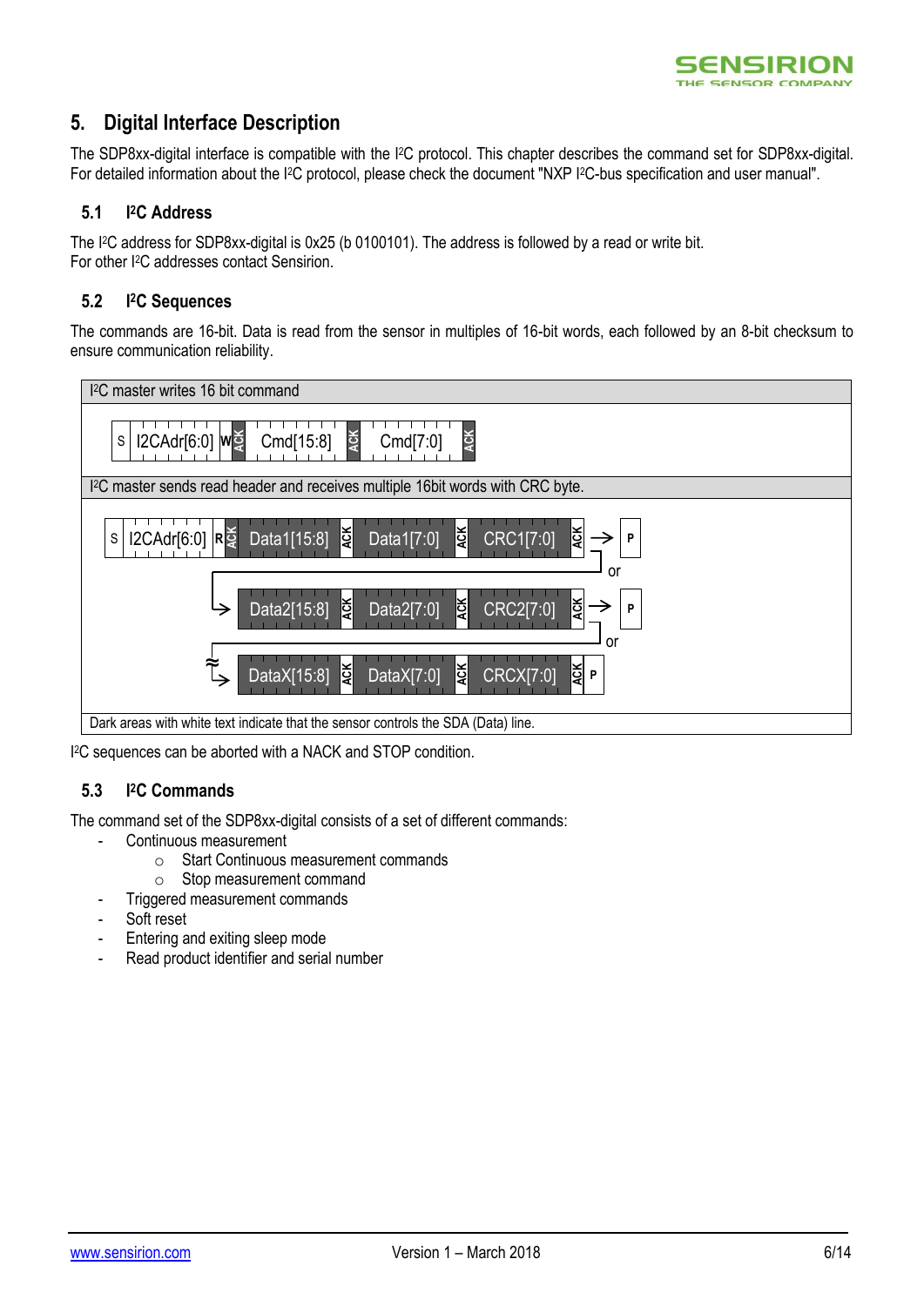# 5. Digital Interface Description

The SDP8xx-digital interface is compatible with the I²C protocol. This chapter describes the command set for SDP8xx-digital. For detailed information about the I²C protocol, please check the document "NXP I²C-bus specification and user manual".

## 5.1 I²C Address

The I²C address for SDP8xx-digital is 0x25 (b 0100101). The address is followed by a read or write bit.
For other I²C addresses contact Sensirion.

## 5.2 I²C Sequences

The commands are 16-bit. Data is read from the sensor in multiples of 16-bit words, each followed by an 8-bit checksum to ensure communication reliability.

| I²C master writes 16 bit command |
| --- |
| S \| I2CAdr[6:0] \| W \| ACK \| Cmd[15:8] \| ACK \| Cmd[7:0] \| ACK |
| **I²C master sends read header and receives multiple 16bit words with CRC byte.** |
| S \| I2CAdr[6:0] \| R \| ACK \| Data1[15:8] \| ACK \| Data1[7:0] \| ACK \| CRC1[7:0] \| ACK → P |
| or → Data2[15:8] \| ACK \| Data2[7:0] \| ACK \| CRC2[7:0] \| ACK → P |
| or ≈ → DataX[15:8] \| ACK \| DataX[7:0] \| ACK \| CRCX[7:0] \| ACK \| P |
| Dark areas with white text indicate that the sensor controls the SDA (Data) line. |

I²C sequences can be aborted with a NACK and STOP condition.

## 5.3 I²C Commands

The command set of the SDP8xx-digital consists of a set of different commands:

- Continuous measurement
  - Start Continuous measurement commands
  - Stop measurement command
- Triggered measurement commands
- Soft reset
- Entering and exiting sleep mode
- Read product identifier and serial number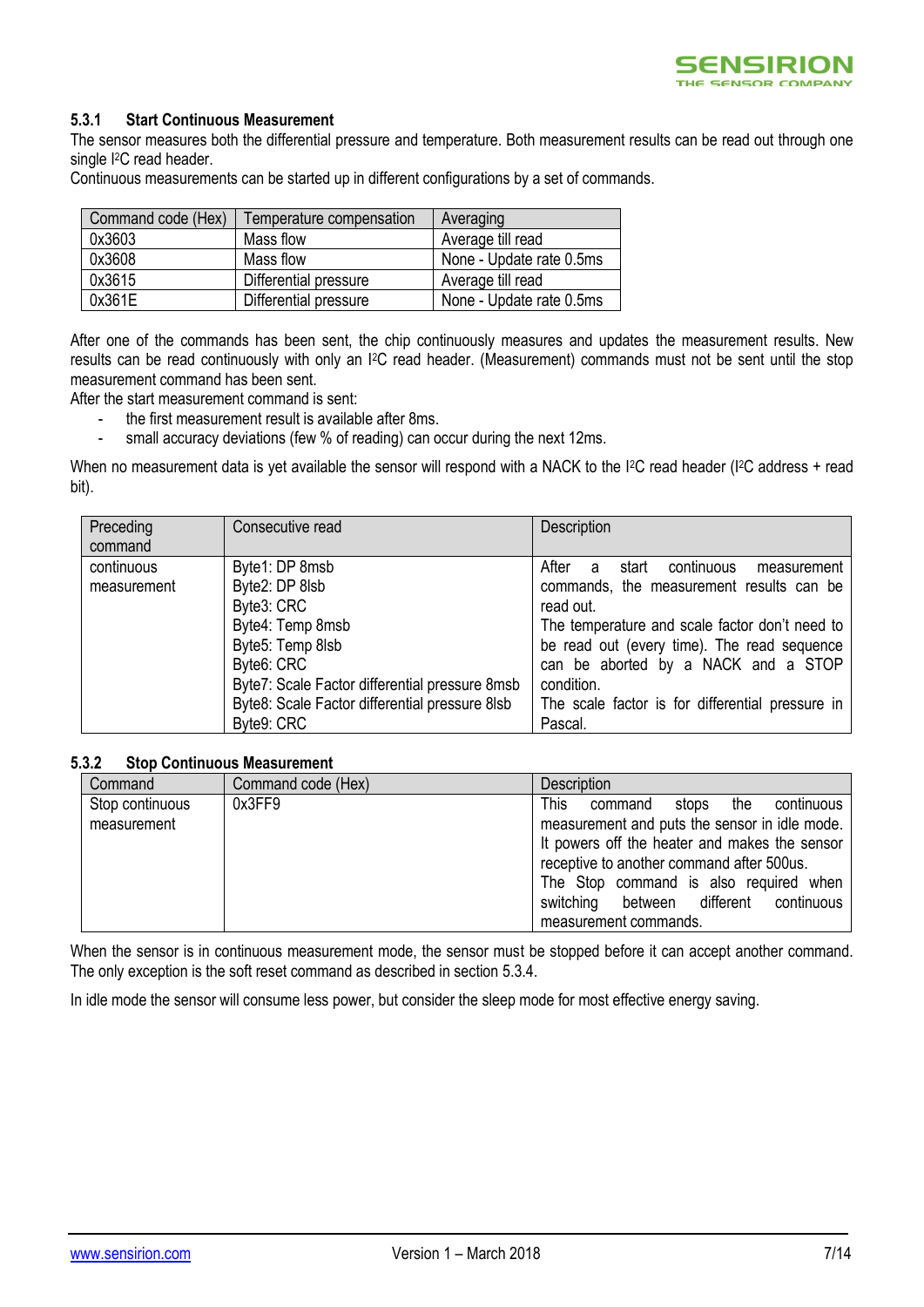### 5.3.1 Start Continuous Measurement

The sensor measures both the differential pressure and temperature. Both measurement results can be read out through one single I²C read header.

Continuous measurements can be started up in different configurations by a set of commands.

| Command code (Hex) | Temperature compensation | Averaging |
|---|---|---|
| 0x3603 | Mass flow | Average till read |
| 0x3608 | Mass flow | None - Update rate 0.5ms |
| 0x3615 | Differential pressure | Average till read |
| 0x361E | Differential pressure | None - Update rate 0.5ms |

After one of the commands has been sent, the chip continuously measures and updates the measurement results. New results can be read continuously with only an I²C read header. (Measurement) commands must not be sent until the stop measurement command has been sent.

After the start measurement command is sent:

- the first measurement result is available after 8ms.
- small accuracy deviations (few % of reading) can occur during the next 12ms.

When no measurement data is yet available the sensor will respond with a NACK to the I²C read header (I²C address + read bit).

| Preceding command | Consecutive read | Description |
|---|---|---|
| continuous measurement | Byte1: DP 8msb<br>Byte2: DP 8lsb<br>Byte3: CRC<br>Byte4: Temp 8msb<br>Byte5: Temp 8lsb<br>Byte6: CRC<br>Byte7: Scale Factor differential pressure 8msb<br>Byte8: Scale Factor differential pressure 8lsb<br>Byte9: CRC | After a start continuous measurement commands, the measurement results can be read out.<br>The temperature and scale factor don't need to be read out (every time). The read sequence can be aborted by a NACK and a STOP condition.<br>The scale factor is for differential pressure in Pascal. |

### 5.3.2 Stop Continuous Measurement

| Command | Command code (Hex) | Description |
|---|---|---|
| Stop continuous measurement | 0x3FF9 | This command stops the continuous measurement and puts the sensor in idle mode. It powers off the heater and makes the sensor receptive to another command after 500us.<br>The Stop command is also required when switching between different continuous measurement commands. |

When the sensor is in continuous measurement mode, the sensor must be stopped before it can accept another command. The only exception is the soft reset command as described in section 5.3.4.

In idle mode the sensor will consume less power, but consider the sleep mode for most effective energy saving.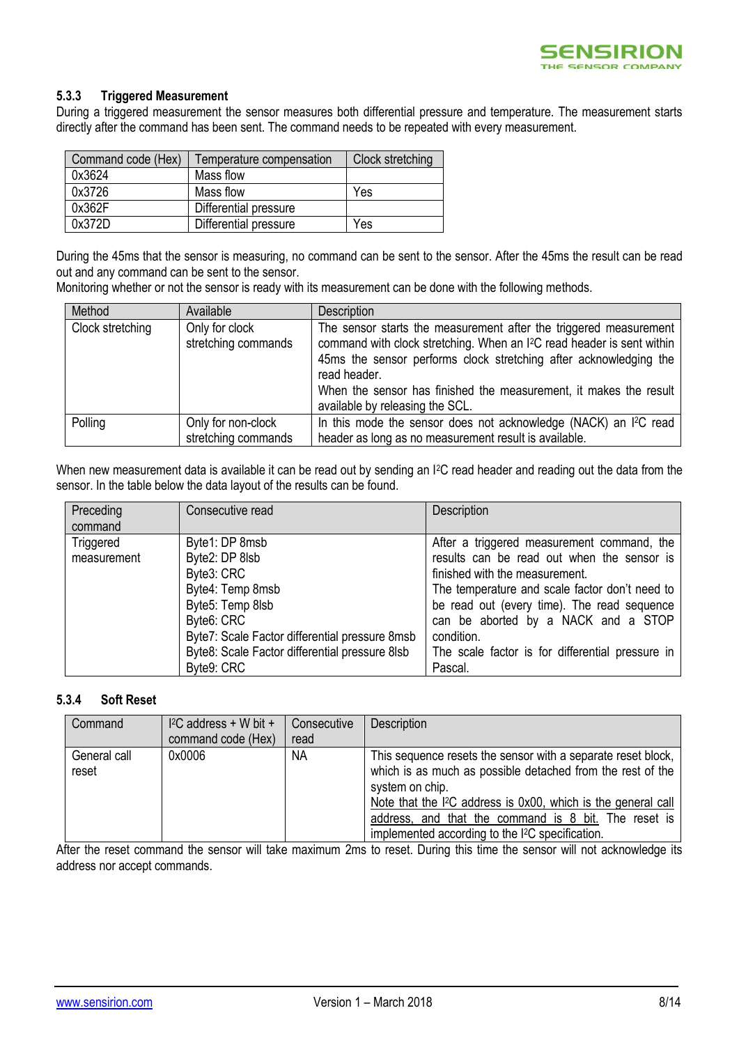### 5.3.3 Triggered Measurement

During a triggered measurement the sensor measures both differential pressure and temperature. The measurement starts directly after the command has been sent. The command needs to be repeated with every measurement.

| Command code (Hex) | Temperature compensation | Clock stretching |
|---|---|---|
| 0x3624 | Mass flow | |
| 0x3726 | Mass flow | Yes |
| 0x362F | Differential pressure | |
| 0x372D | Differential pressure | Yes |

During the 45ms that the sensor is measuring, no command can be sent to the sensor. After the 45ms the result can be read out and any command can be sent to the sensor.
Monitoring whether or not the sensor is ready with its measurement can be done with the following methods.

| Method | Available | Description |
|---|---|---|
| Clock stretching | Only for clock stretching commands | The sensor starts the measurement after the triggered measurement command with clock stretching. When an I²C read header is sent within 45ms the sensor performs clock stretching after acknowledging the read header.<br>When the sensor has finished the measurement, it makes the result available by releasing the SCL. |
| Polling | Only for non-clock stretching commands | In this mode the sensor does not acknowledge (NACK) an I²C read header as long as no measurement result is available. |

When new measurement data is available it can be read out by sending an I²C read header and reading out the data from the sensor. In the table below the data layout of the results can be found.

| Preceding command | Consecutive read | Description |
|---|---|---|
| Triggered measurement | Byte1: DP 8msb<br>Byte2: DP 8lsb<br>Byte3: CRC<br>Byte4: Temp 8msb<br>Byte5: Temp 8lsb<br>Byte6: CRC<br>Byte7: Scale Factor differential pressure 8msb<br>Byte8: Scale Factor differential pressure 8lsb<br>Byte9: CRC | After a triggered measurement command, the results can be read out when the sensor is finished with the measurement.<br>The temperature and scale factor don't need to be read out (every time). The read sequence can be aborted by a NACK and a STOP condition.<br>The scale factor is for differential pressure in Pascal. |

### 5.3.4 Soft Reset

| Command | I²C address + W bit + command code (Hex) | Consecutive read | Description |
|---|---|---|---|
| General call reset | 0x0006 | NA | This sequence resets the sensor with a separate reset block, which is as much as possible detached from the rest of the system on chip.<br>Note that the I²C address is 0x00, which is the general call address, and that the command is 8 bit. The reset is implemented according to the I²C specification. |

After the reset command the sensor will take maximum 2ms to reset. During this time the sensor will not acknowledge its address nor accept commands.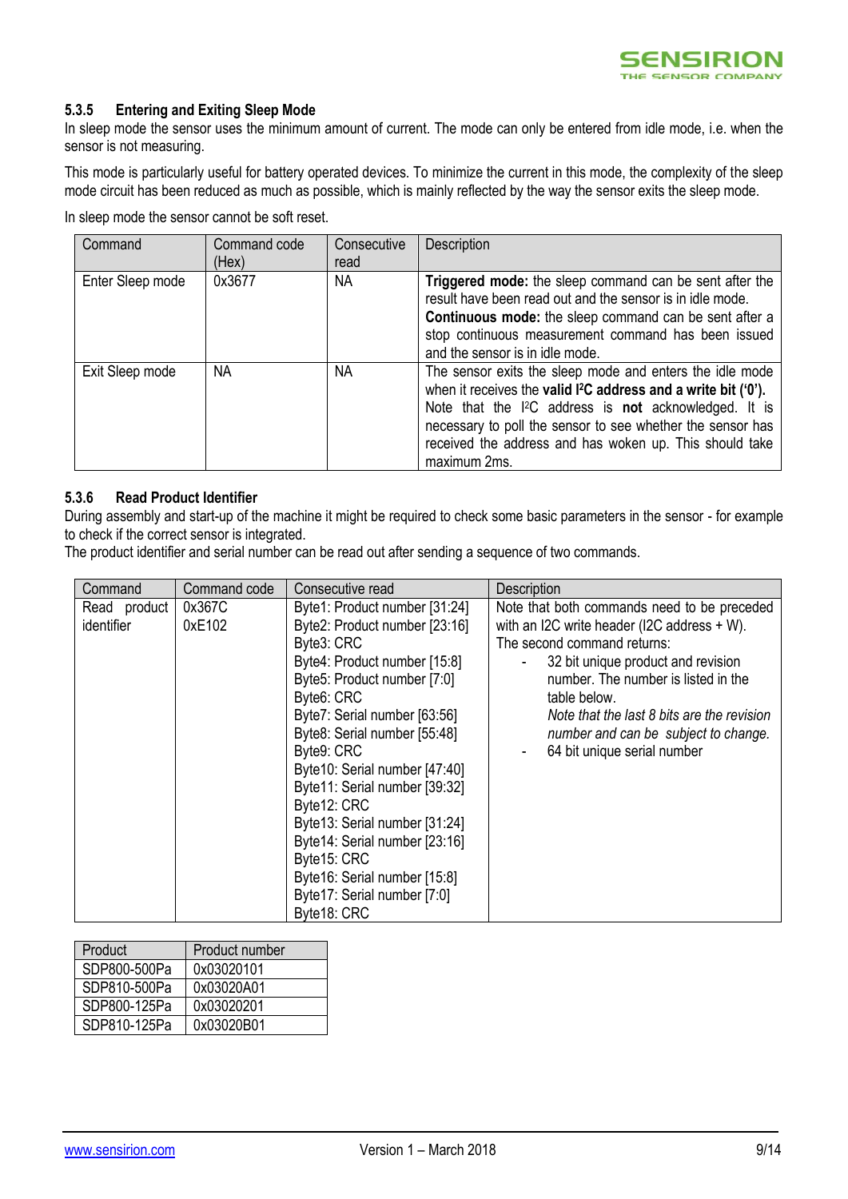### 5.3.5 Entering and Exiting Sleep Mode

In sleep mode the sensor uses the minimum amount of current. The mode can only be entered from idle mode, i.e. when the sensor is not measuring.

This mode is particularly useful for battery operated devices. To minimize the current in this mode, the complexity of the sleep mode circuit has been reduced as much as possible, which is mainly reflected by the way the sensor exits the sleep mode.

In sleep mode the sensor cannot be soft reset.

| Command | Command code (Hex) | Consecutive read | Description |
|---|---|---|---|
| Enter Sleep mode | 0x3677 | NA | **Triggered mode:** the sleep command can be sent after the result have been read out and the sensor is in idle mode. **Continuous mode:** the sleep command can be sent after a stop continuous measurement command has been issued and the sensor is in idle mode. |
| Exit Sleep mode | NA | NA | The sensor exits the sleep mode and enters the idle mode when it receives the **valid I²C address and a write bit ('0').** Note that the I²C address is **not** acknowledged. It is necessary to poll the sensor to see whether the sensor has received the address and has woken up. This should take maximum 2ms. |

### 5.3.6 Read Product Identifier

During assembly and start-up of the machine it might be required to check some basic parameters in the sensor - for example to check if the correct sensor is integrated.
The product identifier and serial number can be read out after sending a sequence of two commands.

| Command | Command code | Consecutive read | Description |
|---|---|---|---|
| Read product identifier | 0x367C<br>0xE102 | Byte1: Product number [31:24]<br>Byte2: Product number [23:16]<br>Byte3: CRC<br>Byte4: Product number [15:8]<br>Byte5: Product number [7:0]<br>Byte6: CRC<br>Byte7: Serial number [63:56]<br>Byte8: Serial number [55:48]<br>Byte9: CRC<br>Byte10: Serial number [47:40]<br>Byte11: Serial number [39:32]<br>Byte12: CRC<br>Byte13: Serial number [31:24]<br>Byte14: Serial number [23:16]<br>Byte15: CRC<br>Byte16: Serial number [15:8]<br>Byte17: Serial number [7:0]<br>Byte18: CRC | Note that both commands need to be preceded with an I2C write header (I2C address + W).<br>The second command returns:<br>- 32 bit unique product and revision number. The number is listed in the table below. *Note that the last 8 bits are the revision number and can be subject to change.*<br>- 64 bit unique serial number |

| Product | Product number |
|---|---|
| SDP800-500Pa | 0x03020101 |
| SDP810-500Pa | 0x03020A01 |
| SDP800-125Pa | 0x03020201 |
| SDP810-125Pa | 0x03020B01 |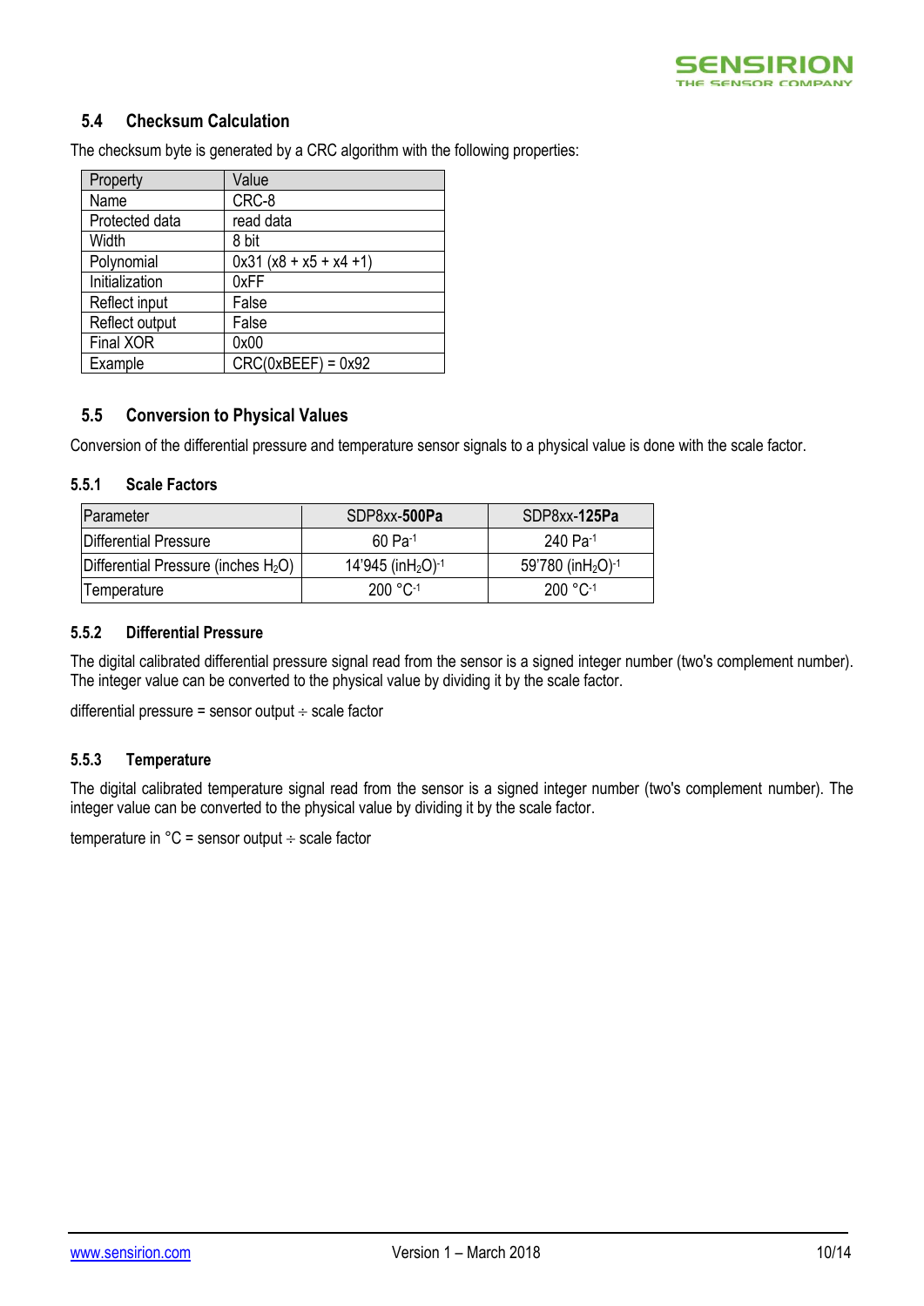## 5.4 Checksum Calculation

The checksum byte is generated by a CRC algorithm with the following properties:

| Property | Value |
|---|---|
| Name | CRC-8 |
| Protected data | read data |
| Width | 8 bit |
| Polynomial | 0x31 (x8 + x5 + x4 +1) |
| Initialization | 0xFF |
| Reflect input | False |
| Reflect output | False |
| Final XOR | 0x00 |
| Example | CRC(0xBEEF) = 0x92 |

## 5.5 Conversion to Physical Values

Conversion of the differential pressure and temperature sensor signals to a physical value is done with the scale factor.

### 5.5.1 Scale Factors

| Parameter | SDP8xx-**500Pa** | SDP8xx-**125Pa** |
|---|---|---|
| Differential Pressure | 60 $Pa^{-1}$ | 240 $Pa^{-1}$ |
| Differential Pressure (inches $H_2O$) | 14'945 $(inH_2O)^{-1}$ | 59'780 $(inH_2O)^{-1}$ |
| Temperature | 200 $°C^{-1}$ | 200 $°C^{-1}$ |

### 5.5.2 Differential Pressure

The digital calibrated differential pressure signal read from the sensor is a signed integer number (two's complement number). The integer value can be converted to the physical value by dividing it by the scale factor.

differential pressure = sensor output ÷ scale factor

### 5.5.3 Temperature

The digital calibrated temperature signal read from the sensor is a signed integer number (two's complement number). The integer value can be converted to the physical value by dividing it by the scale factor.

temperature in °C = sensor output ÷ scale factor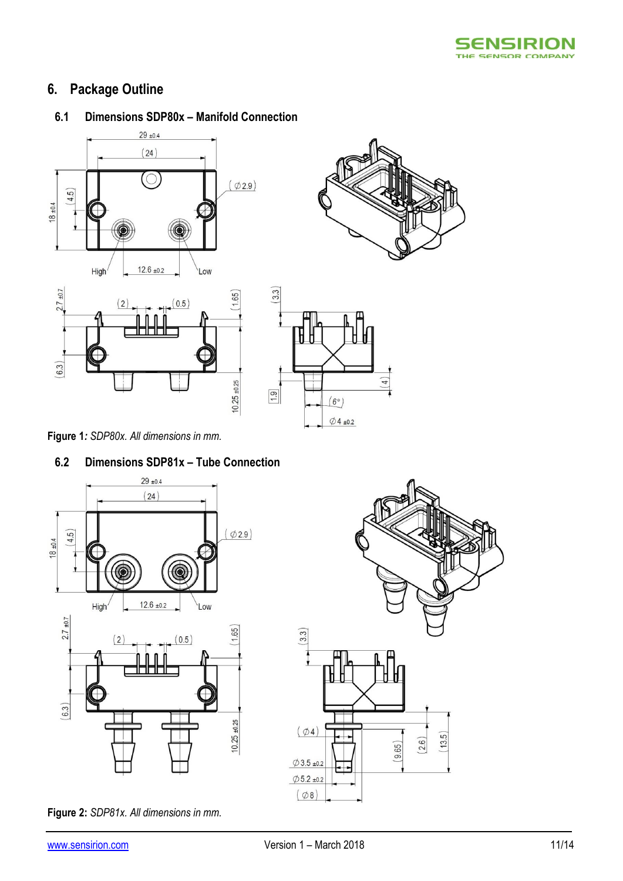# 6. Package Outline

## 6.1 Dimensions SDP80x – Manifold Connection

Figure 1*: SDP80x. All dimensions in mm.*

## 6.2 Dimensions SDP81x – Tube Connection

**Figure 2:** *SDP81x. All dimensions in mm.*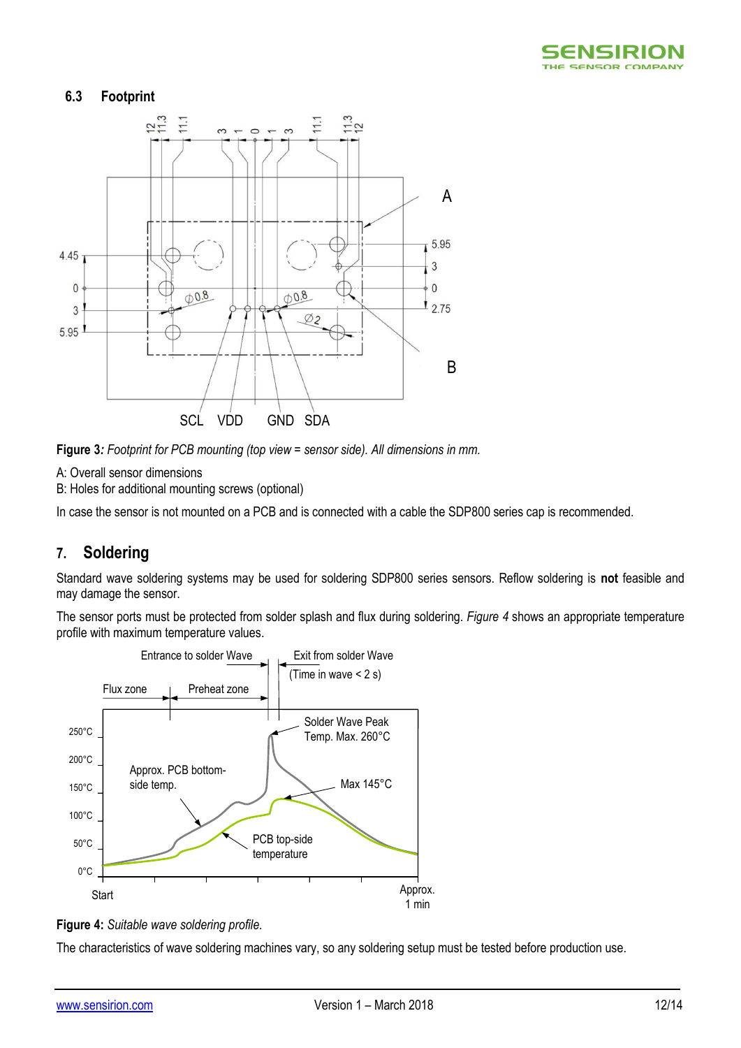### 6.3 Footprint

**Figure 3**: *Footprint for PCB mounting (top view = sensor side). All dimensions in mm.*

A: Overall sensor dimensions
B: Holes for additional mounting screws (optional)

In case the sensor is not mounted on a PCB and is connected with a cable the SDP800 series cap is recommended.

## 7. Soldering

Standard wave soldering systems may be used for soldering SDP800 series sensors. Reflow soldering is **not** feasible and may damage the sensor.

The sensor ports must be protected from solder splash and flux during soldering. *Figure 4* shows an appropriate temperature profile with maximum temperature values.

**Figure 4:** *Suitable wave soldering profile.*

The characteristics of wave soldering machines vary, so any soldering setup must be tested before production use.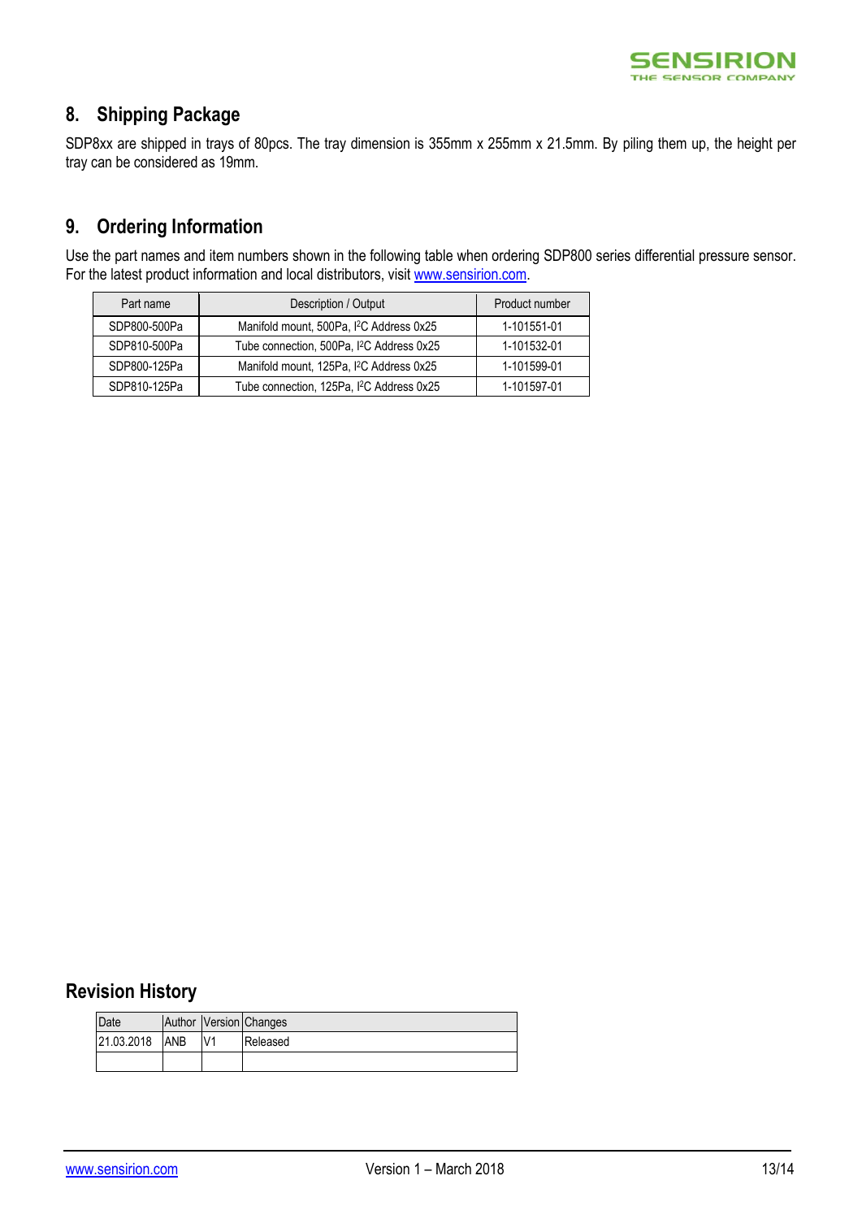## 8. Shipping Package

SDP8xx are shipped in trays of 80pcs. The tray dimension is 355mm x 255mm x 21.5mm. By piling them up, the height per tray can be considered as 19mm.

## 9. Ordering Information

Use the part names and item numbers shown in the following table when ordering SDP800 series differential pressure sensor. For the latest product information and local distributors, visit [www.sensirion.com](http://www.sensirion.com).

| Part name | Description / Output | Product number |
| --- | --- | --- |
| SDP800-500Pa | Manifold mount, 500Pa, I$^2$C Address 0x25 | 1-101551-01 |
| SDP810-500Pa | Tube connection, 500Pa, I$^2$C Address 0x25 | 1-101532-01 |
| SDP800-125Pa | Manifold mount, 125Pa, I$^2$C Address 0x25 | 1-101599-01 |
| SDP810-125Pa | Tube connection, 125Pa, I$^2$C Address 0x25 | 1-101597-01 |

## Revision History

| Date | Author | Version | Changes |
| --- | --- | --- | --- |
| 21.03.2018 | ANB | V1 | Released |
| | | | |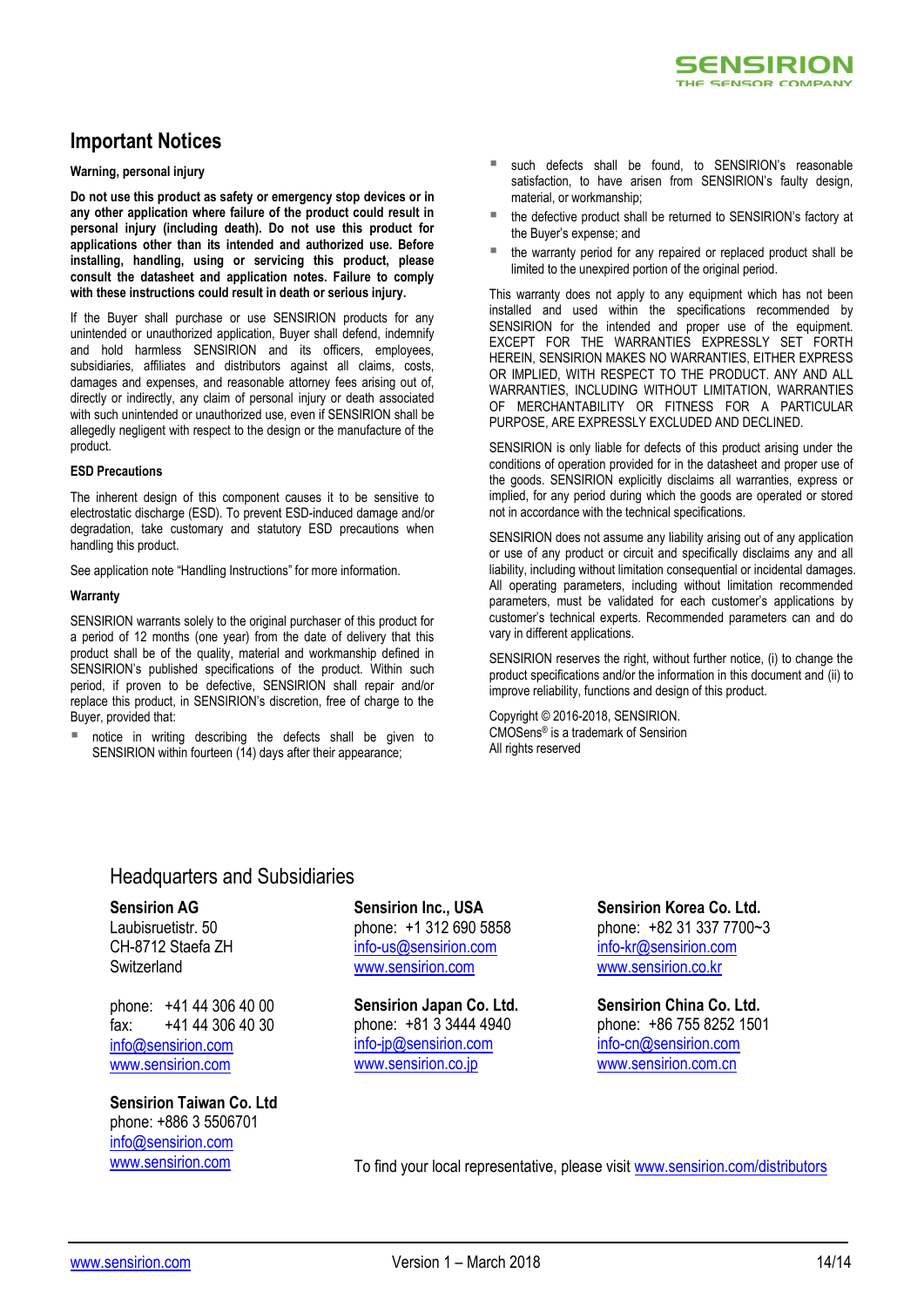## Important Notices

**Warning, personal injury**

**Do not use this product as safety or emergency stop devices or in any other application where failure of the product could result in personal injury (including death). Do not use this product for applications other than its intended and authorized use. Before installing, handling, using or servicing this product, please consult the datasheet and application notes. Failure to comply with these instructions could result in death or serious injury.**

If the Buyer shall purchase or use SENSIRION products for any unintended or unauthorized application, Buyer shall defend, indemnify and hold harmless SENSIRION and its officers, employees, subsidiaries, affiliates and distributors against all claims, costs, damages and expenses, and reasonable attorney fees arising out of, directly or indirectly, any claim of personal injury or death associated with such unintended or unauthorized use, even if SENSIRION shall be allegedly negligent with respect to the design or the manufacture of the product.

**ESD Precautions**

The inherent design of this component causes it to be sensitive to electrostatic discharge (ESD). To prevent ESD-induced damage and/or degradation, take customary and statutory ESD precautions when handling this product.

See application note "Handling Instructions" for more information.

**Warranty**

SENSIRION warrants solely to the original purchaser of this product for a period of 12 months (one year) from the date of delivery that this product shall be of the quality, material and workmanship defined in SENSIRION's published specifications of the product. Within such period, if proven to be defective, SENSIRION shall repair and/or replace this product, in SENSIRION's discretion, free of charge to the Buyer, provided that:

- notice in writing describing the defects shall be given to SENSIRION within fourteen (14) days after their appearance;
- such defects shall be found, to SENSIRION's reasonable satisfaction, to have arisen from SENSIRION's faulty design, material, or workmanship;
- the defective product shall be returned to SENSIRION's factory at the Buyer's expense; and
- the warranty period for any repaired or replaced product shall be limited to the unexpired portion of the original period.

This warranty does not apply to any equipment which has not been installed and used within the specifications recommended by SENSIRION for the intended and proper use of the equipment. EXCEPT FOR THE WARRANTIES EXPRESSLY SET FORTH HEREIN, SENSIRION MAKES NO WARRANTIES, EITHER EXPRESS OR IMPLIED, WITH RESPECT TO THE PRODUCT. ANY AND ALL WARRANTIES, INCLUDING WITHOUT LIMITATION, WARRANTIES OF MERCHANTABILITY OR FITNESS FOR A PARTICULAR PURPOSE, ARE EXPRESSLY EXCLUDED AND DECLINED.

SENSIRION is only liable for defects of this product arising under the conditions of operation provided for in the datasheet and proper use of the goods. SENSIRION explicitly disclaims all warranties, express or implied, for any period during which the goods are operated or stored not in accordance with the technical specifications.

SENSIRION does not assume any liability arising out of any application or use of any product or circuit and specifically disclaims any and all liability, including without limitation consequential or incidental damages. All operating parameters, including without limitation recommended parameters, must be validated for each customer's applications by customer's technical experts. Recommended parameters can and do vary in different applications.

SENSIRION reserves the right, without further notice, (i) to change the product specifications and/or the information in this document and (ii) to improve reliability, functions and design of this product.

Copyright © 2016-2018, SENSIRION.
CMOSens® is a trademark of Sensirion
All rights reserved

## Headquarters and Subsidiaries

**Sensirion AG**
Laubisruetistr. 50
CH-8712 Staefa ZH
Switzerland

phone: +41 44 306 40 00
fax: +41 44 306 40 30
info@sensirion.com
www.sensirion.com

**Sensirion Taiwan Co. Ltd**
phone: +886 3 5506701
info@sensirion.com
www.sensirion.com

**Sensirion Inc., USA**
phone: +1 312 690 5858
info-us@sensirion.com
www.sensirion.com

**Sensirion Japan Co. Ltd.**
phone: +81 3 3444 4940
info-jp@sensirion.com
www.sensirion.co.jp

**Sensirion Korea Co. Ltd.**
phone: +82 31 337 7700~3
info-kr@sensirion.com
www.sensirion.co.kr

**Sensirion China Co. Ltd.**
phone: +86 755 8252 1501
info-cn@sensirion.com
www.sensirion.com.cn

To find your local representative, please visit www.sensirion.com/distributors